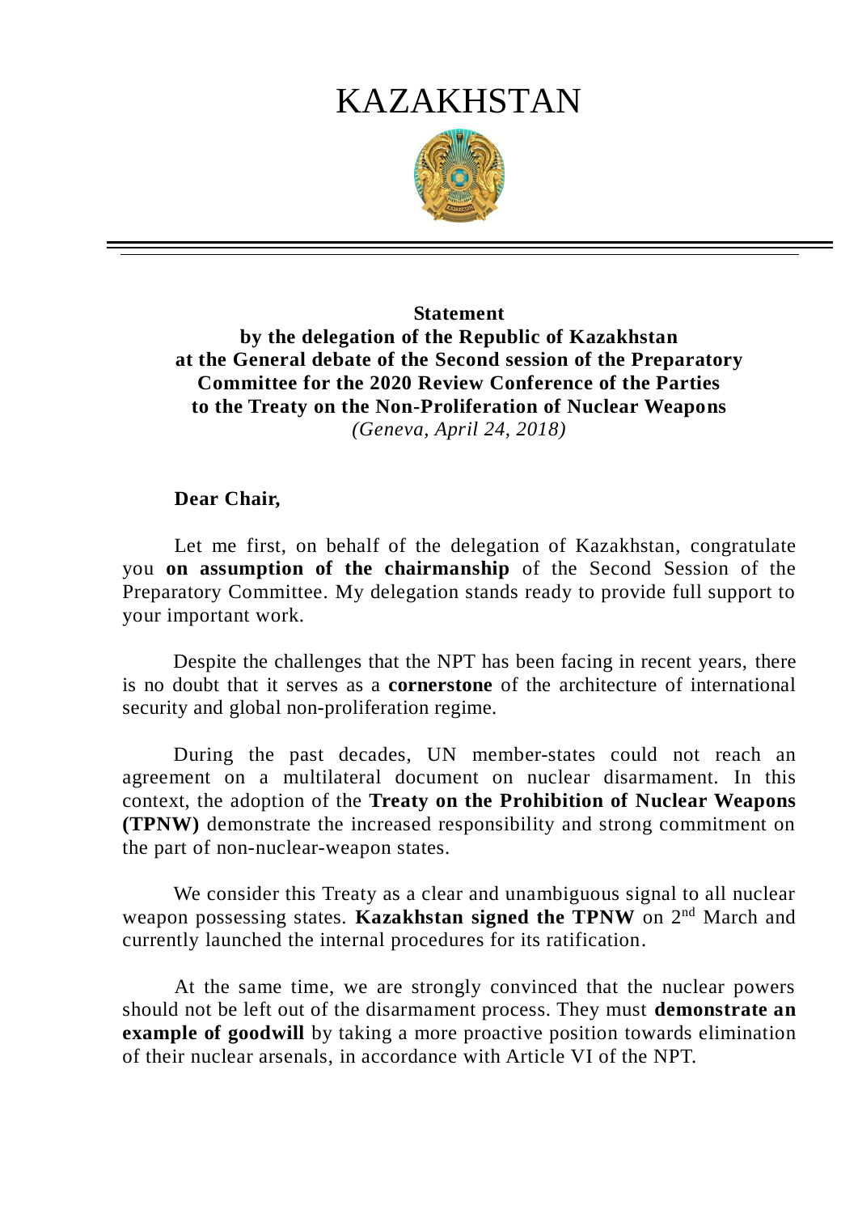# KAZAKHSTAN

**Statement**
**by the delegation of the Republic of Kazakhstan**
**at the General debate of the Second session of the Preparatory Committee for the 2020 Review Conference of the Parties to the Treaty on the Non-Proliferation of Nuclear Weapons**
*(Geneva, April 24, 2018)*

**Dear Chair,**

Let me first, on behalf of the delegation of Kazakhstan, congratulate you **on assumption of the chairmanship** of the Second Session of the Preparatory Committee. My delegation stands ready to provide full support to your important work.

Despite the challenges that the NPT has been facing in recent years, there is no doubt that it serves as a **cornerstone** of the architecture of international security and global non-proliferation regime.

During the past decades, UN member-states could not reach an agreement on a multilateral document on nuclear disarmament. In this context, the adoption of the **Treaty on the Prohibition of Nuclear Weapons (TPNW)** demonstrate the increased responsibility and strong commitment on the part of non-nuclear-weapon states.

We consider this Treaty as a clear and unambiguous signal to all nuclear weapon possessing states. **Kazakhstan signed the TPNW** on 2nd March and currently launched the internal procedures for its ratification.

At the same time, we are strongly convinced that the nuclear powers should not be left out of the disarmament process. They must **demonstrate an example of goodwill** by taking a more proactive position towards elimination of their nuclear arsenals, in accordance with Article VI of the NPT.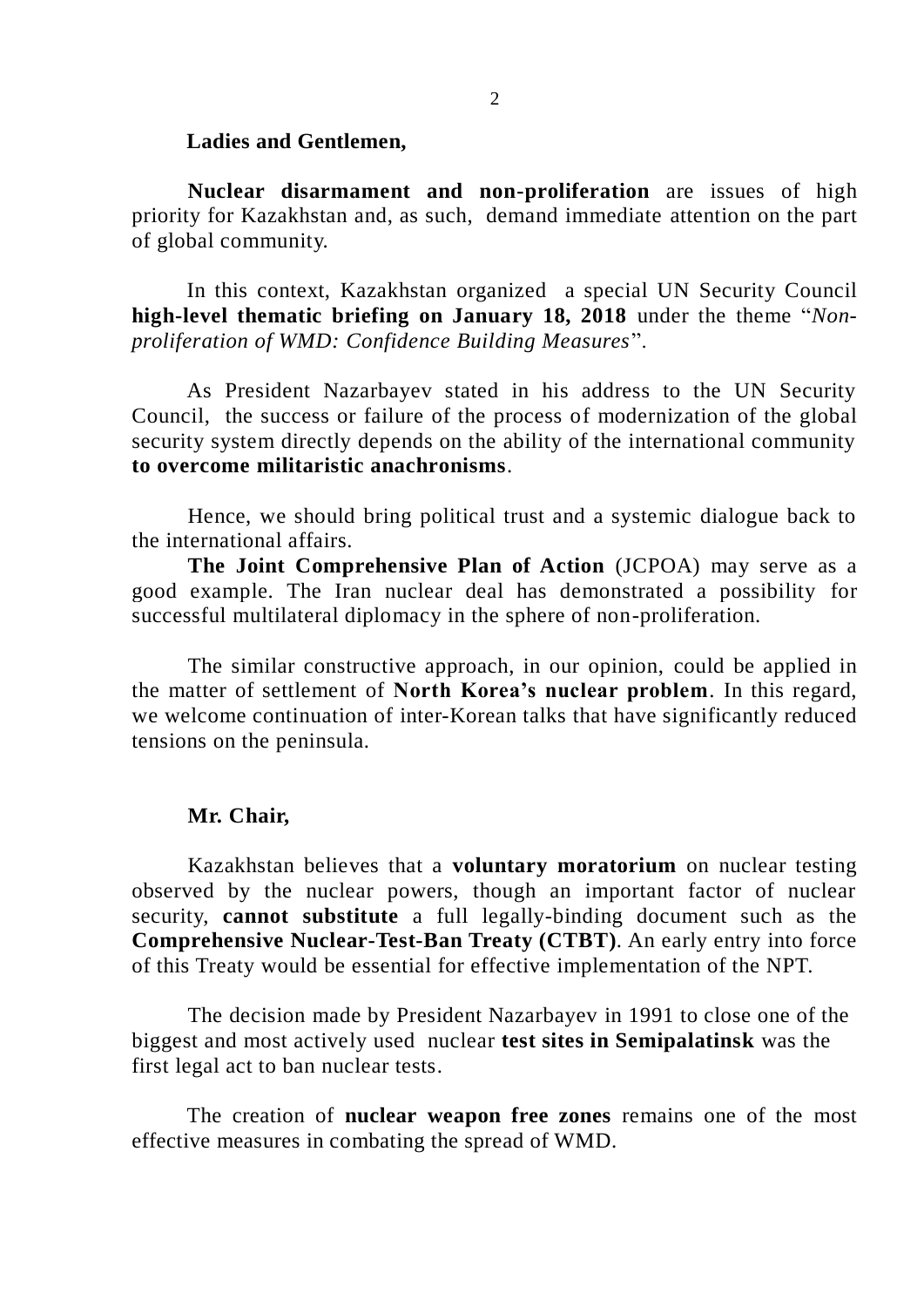**Ladies and Gentlemen,**

**Nuclear disarmament and non-proliferation** are issues of high priority for Kazakhstan and, as such, demand immediate attention on the part of global community.

In this context, Kazakhstan organized a special UN Security Council **high-level thematic briefing on January 18, 2018** under the theme "*Non-proliferation of WMD: Confidence Building Measures*".

As President Nazarbayev stated in his address to the UN Security Council, the success or failure of the process of modernization of the global security system directly depends on the ability of the international community **to overcome militaristic anachronisms**.

Hence, we should bring political trust and a systemic dialogue back to the international affairs.

**The Joint Comprehensive Plan of Action** (JCPOA) may serve as a good example. The Iran nuclear deal has demonstrated a possibility for successful multilateral diplomacy in the sphere of non-proliferation.

The similar constructive approach, in our opinion, could be applied in the matter of settlement of **North Korea's nuclear problem**. In this regard, we welcome continuation of inter-Korean talks that have significantly reduced tensions on the peninsula.

**Mr. Chair,**

Kazakhstan believes that a **voluntary moratorium** on nuclear testing observed by the nuclear powers, though an important factor of nuclear security, **cannot substitute** a full legally-binding document such as the **Comprehensive Nuclear-Test-Ban Treaty (CTBT)**. An early entry into force of this Treaty would be essential for effective implementation of the NPT.

The decision made by President Nazarbayev in 1991 to close one of the biggest and most actively used nuclear **test sites in Semipalatinsk** was the first legal act to ban nuclear tests.

The creation of **nuclear weapon free zones** remains one of the most effective measures in combating the spread of WMD.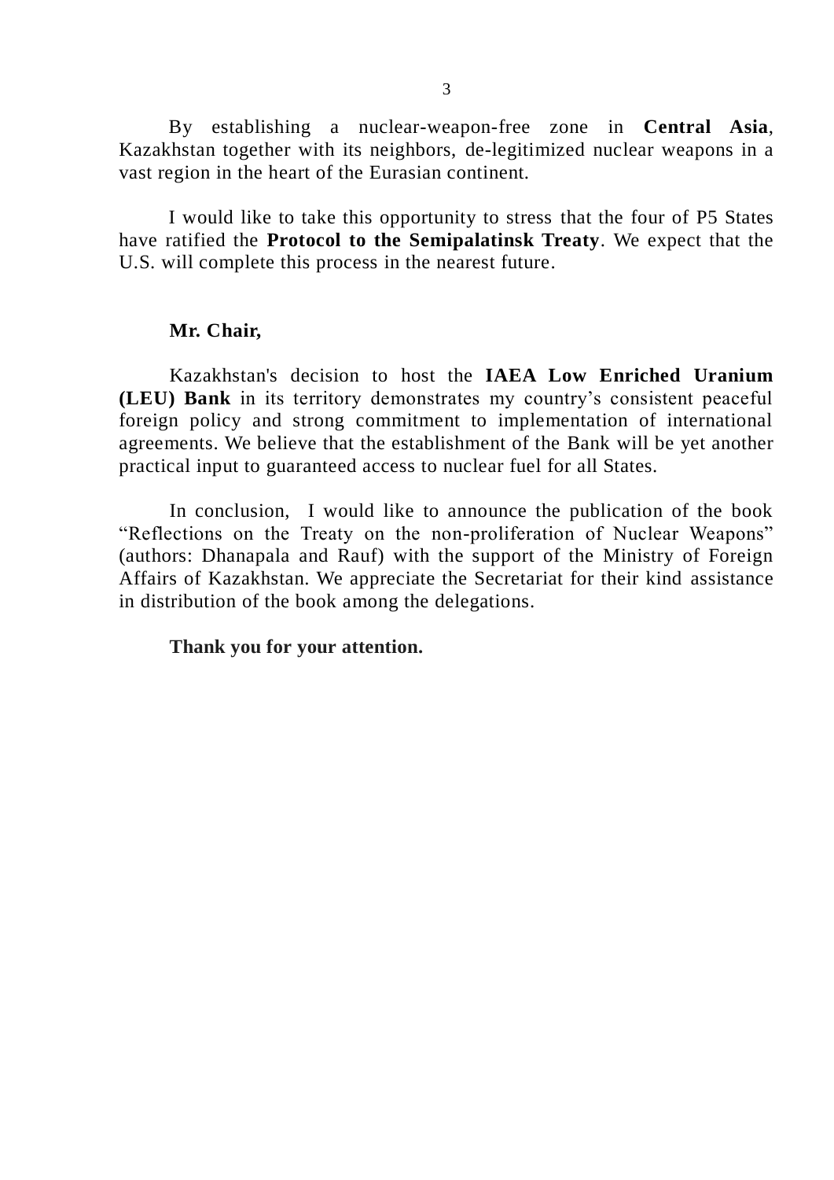By establishing a nuclear-weapon-free zone in **Central Asia**, Kazakhstan together with its neighbors, de-legitimized nuclear weapons in a vast region in the heart of the Eurasian continent.

I would like to take this opportunity to stress that the four of P5 States have ratified the **Protocol to the Semipalatinsk Treaty**. We expect that the U.S. will complete this process in the nearest future.

**Mr. Chair,**

Kazakhstan's decision to host the **IAEA Low Enriched Uranium (LEU) Bank** in its territory demonstrates my country's consistent peaceful foreign policy and strong commitment to implementation of international agreements. We believe that the establishment of the Bank will be yet another practical input to guaranteed access to nuclear fuel for all States.

In conclusion, I would like to announce the publication of the book "Reflections on the Treaty on the non-proliferation of Nuclear Weapons" (authors: Dhanapala and Rauf) with the support of the Ministry of Foreign Affairs of Kazakhstan. We appreciate the Secretariat for their kind assistance in distribution of the book among the delegations.

**Thank you for your attention.**